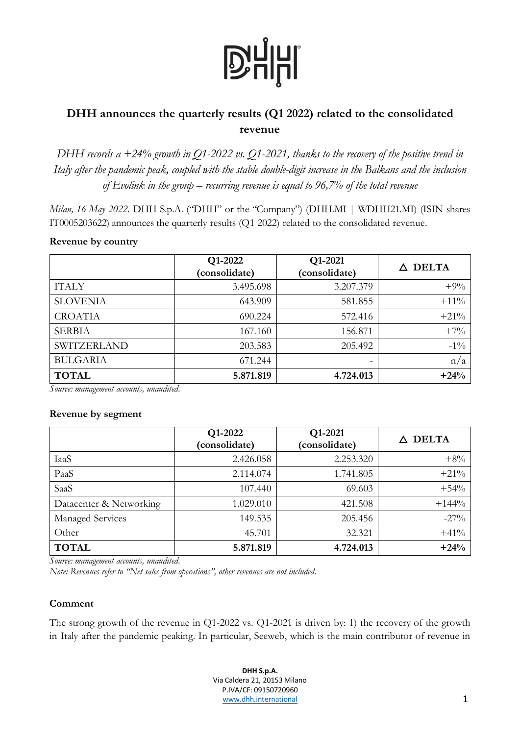# DHH announces the quarterly results (Q1 2022) related to the consolidated revenue

*DHH records a +24% growth in Q1-2022 vs. Q1-2021, thanks to the recovery of the positive trend in Italy after the pandemic peak, coupled with the stable double-digit increase in the Balkans and the inclusion of Evolink in the group – recurring revenue is equal to 96,7% of the total revenue*

*Milan, 16 May 2022*. DHH S.p.A. ("DHH" or the "Company") (DHH.MI | WDHH21.MI) (ISIN shares IT0005203622) announces the quarterly results (Q1 2022) related to the consolidated revenue.

**Revenue by country**

| | Q1-2022 (consolidate) | Q1-2021 (consolidate) | △ DELTA |
|---|---:|---:|---:|
| ITALY | 3.495.698 | 3.207.379 | +9% |
| SLOVENIA | 643.909 | 581.855 | +11% |
| CROATIA | 690.224 | 572.416 | +21% |
| SERBIA | 167.160 | 156.871 | +7% |
| SWITZERLAND | 203.583 | 205.492 | -1% |
| BULGARIA | 671.244 | - | n/a |
| **TOTAL** | **5.871.819** | **4.724.013** | **+24%** |

*Source: management accounts, unaudited.*

**Revenue by segment**

| | Q1-2022 (consolidate) | Q1-2021 (consolidate) | △ DELTA |
|---|---:|---:|---:|
| IaaS | 2.426.058 | 2.253.320 | +8% |
| PaaS | 2.114.074 | 1.741.805 | +21% |
| SaaS | 107.440 | 69.603 | +54% |
| Datacenter & Networking | 1.029.010 | 421.508 | +144% |
| Managed Services | 149.535 | 205.456 | -27% |
| Other | 45.701 | 32.321 | +41% |
| **TOTAL** | **5.871.819** | **4.724.013** | **+24%** |

*Source: management accounts, unaudited.*

*Note: Revenues refer to "Net sales from operations", other revenues are not included.*

**Comment**

The strong growth of the revenue in Q1-2022 vs. Q1-2021 is driven by: 1) the recovery of the growth in Italy after the pandemic peaking. In particular, Seeweb, which is the main contributor of revenue in

DHH S.p.A.
Via Caldera 21, 20153 Milano
P.IVA/CF: 09150720960
www.dhh.international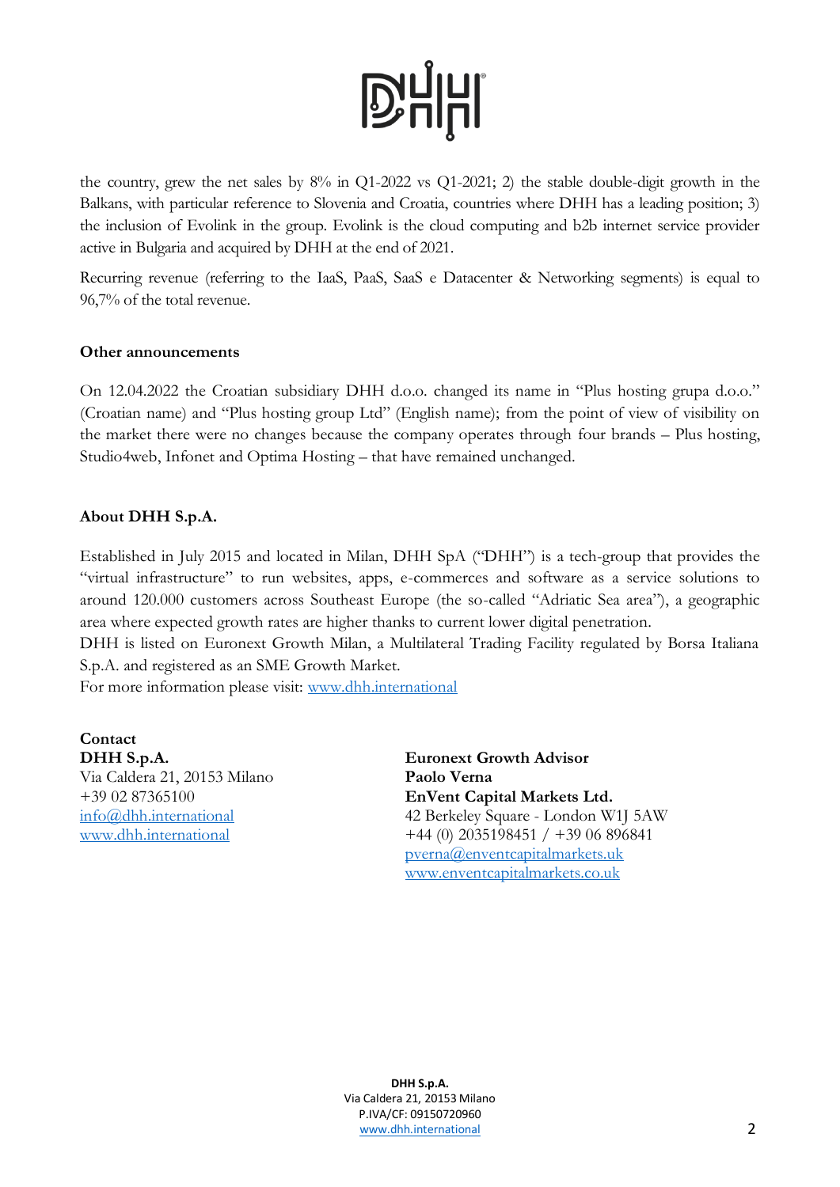the country, grew the net sales by 8% in Q1-2022 vs Q1-2021; 2) the stable double-digit growth in the Balkans, with particular reference to Slovenia and Croatia, countries where DHH has a leading position; 3) the inclusion of Evolink in the group. Evolink is the cloud computing and b2b internet service provider active in Bulgaria and acquired by DHH at the end of 2021.

Recurring revenue (referring to the IaaS, PaaS, SaaS e Datacenter & Networking segments) is equal to 96,7% of the total revenue.

**Other announcements**

On 12.04.2022 the Croatian subsidiary DHH d.o.o. changed its name in "Plus hosting grupa d.o.o." (Croatian name) and "Plus hosting group Ltd" (English name); from the point of view of visibility on the market there were no changes because the company operates through four brands – Plus hosting, Studio4web, Infonet and Optima Hosting – that have remained unchanged.

**About DHH S.p.A.**

Established in July 2015 and located in Milan, DHH SpA ("DHH") is a tech-group that provides the "virtual infrastructure" to run websites, apps, e-commerces and software as a service solutions to around 120.000 customers across Southeast Europe (the so-called "Adriatic Sea area"), a geographic area where expected growth rates are higher thanks to current lower digital penetration.
DHH is listed on Euronext Growth Milan, a Multilateral Trading Facility regulated by Borsa Italiana S.p.A. and registered as an SME Growth Market.
For more information please visit: www.dhh.international

**Contact**
**DHH S.p.A.**
Via Caldera 21, 20153 Milano
+39 02 87365100
info@dhh.international
www.dhh.international

**Euronext Growth Advisor**
**Paolo Verna**
**EnVent Capital Markets Ltd.**
42 Berkeley Square - London W1J 5AW
+44 (0) 2035198451 / +39 06 896841
pverna@enventcapitalmarkets.uk
www.enventcapitalmarkets.co.uk